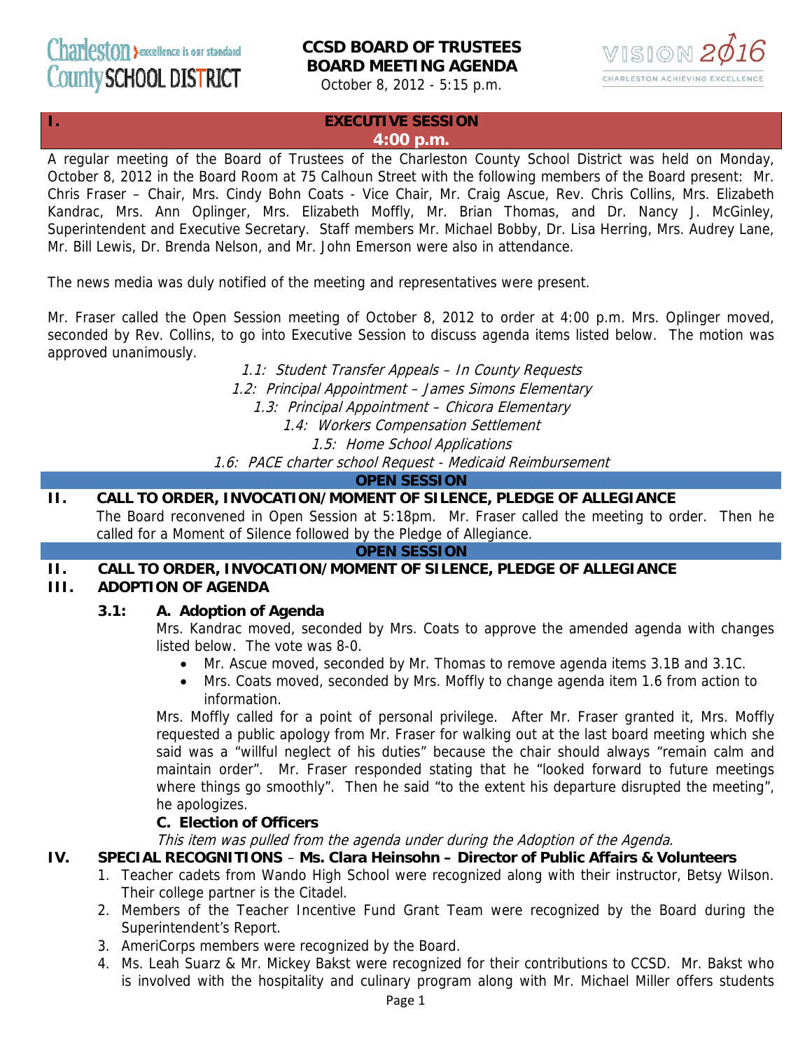Charleston County SCHOOL DISTRICT — excellence is our standard

# CCSD BOARD OF TRUSTEES
# BOARD MEETING AGENDA

October 8, 2012 - 5:15 p.m.

VISION 2016 — CHARLESTON ACHIEVING EXCELLENCE

## I. EXECUTIVE SESSION
**4:00 p.m.**

A regular meeting of the Board of Trustees of the Charleston County School District was held on Monday, October 8, 2012 in the Board Room at 75 Calhoun Street with the following members of the Board present: Mr. Chris Fraser – Chair, Mrs. Cindy Bohn Coats - Vice Chair, Mr. Craig Ascue, Rev. Chris Collins, Mrs. Elizabeth Kandrac, Mrs. Ann Oplinger, Mrs. Elizabeth Moffly, Mr. Brian Thomas, and Dr. Nancy J. McGinley, Superintendent and Executive Secretary. Staff members Mr. Michael Bobby, Dr. Lisa Herring, Mrs. Audrey Lane, Mr. Bill Lewis, Dr. Brenda Nelson, and Mr. John Emerson were also in attendance.

The news media was duly notified of the meeting and representatives were present.

Mr. Fraser called the Open Session meeting of October 8, 2012 to order at 4:00 p.m. Mrs. Oplinger moved, seconded by Rev. Collins, to go into Executive Session to discuss agenda items listed below. The motion was approved unanimously.

*1.1: Student Transfer Appeals – In County Requests*
*1.2: Principal Appointment – James Simons Elementary*
*1.3: Principal Appointment – Chicora Elementary*
*1.4: Workers Compensation Settlement*
*1.5: Home School Applications*
*1.6: PACE charter school Request - Medicaid Reimbursement*

**OPEN SESSION**

## II. CALL TO ORDER, INVOCATION/MOMENT OF SILENCE, PLEDGE OF ALLEGIANCE

The Board reconvened in Open Session at 5:18pm. Mr. Fraser called the meeting to order. Then he called for a Moment of Silence followed by the Pledge of Allegiance.

**OPEN SESSION**

## II. CALL TO ORDER, INVOCATION/MOMENT OF SILENCE, PLEDGE OF ALLEGIANCE
## III. ADOPTION OF AGENDA

**3.1: A. Adoption of Agenda**

Mrs. Kandrac moved, seconded by Mrs. Coats to approve the amended agenda with changes listed below. The vote was 8-0.

- Mr. Ascue moved, seconded by Mr. Thomas to remove agenda items 3.1B and 3.1C.
- Mrs. Coats moved, seconded by Mrs. Moffly to change agenda item 1.6 from action to information.

Mrs. Moffly called for a point of personal privilege. After Mr. Fraser granted it, Mrs. Moffly requested a public apology from Mr. Fraser for walking out at the last board meeting which she said was a "willful neglect of his duties" because the chair should always "remain calm and maintain order". Mr. Fraser responded stating that he "looked forward to future meetings where things go smoothly". Then he said "to the extent his departure disrupted the meeting", he apologizes.

**C. Election of Officers**

*This item was pulled from the agenda under during the Adoption of the Agenda.*

## IV. SPECIAL RECOGNITIONS – Ms. Clara Heinsohn – Director of Public Affairs & Volunteers

1. Teacher cadets from Wando High School were recognized along with their instructor, Betsy Wilson. Their college partner is the Citadel.
2. Members of the Teacher Incentive Fund Grant Team were recognized by the Board during the Superintendent's Report.
3. AmeriCorps members were recognized by the Board.
4. Ms. Leah Suarz & Mr. Mickey Bakst were recognized for their contributions to CCSD. Mr. Bakst who is involved with the hospitality and culinary program along with Mr. Michael Miller offers students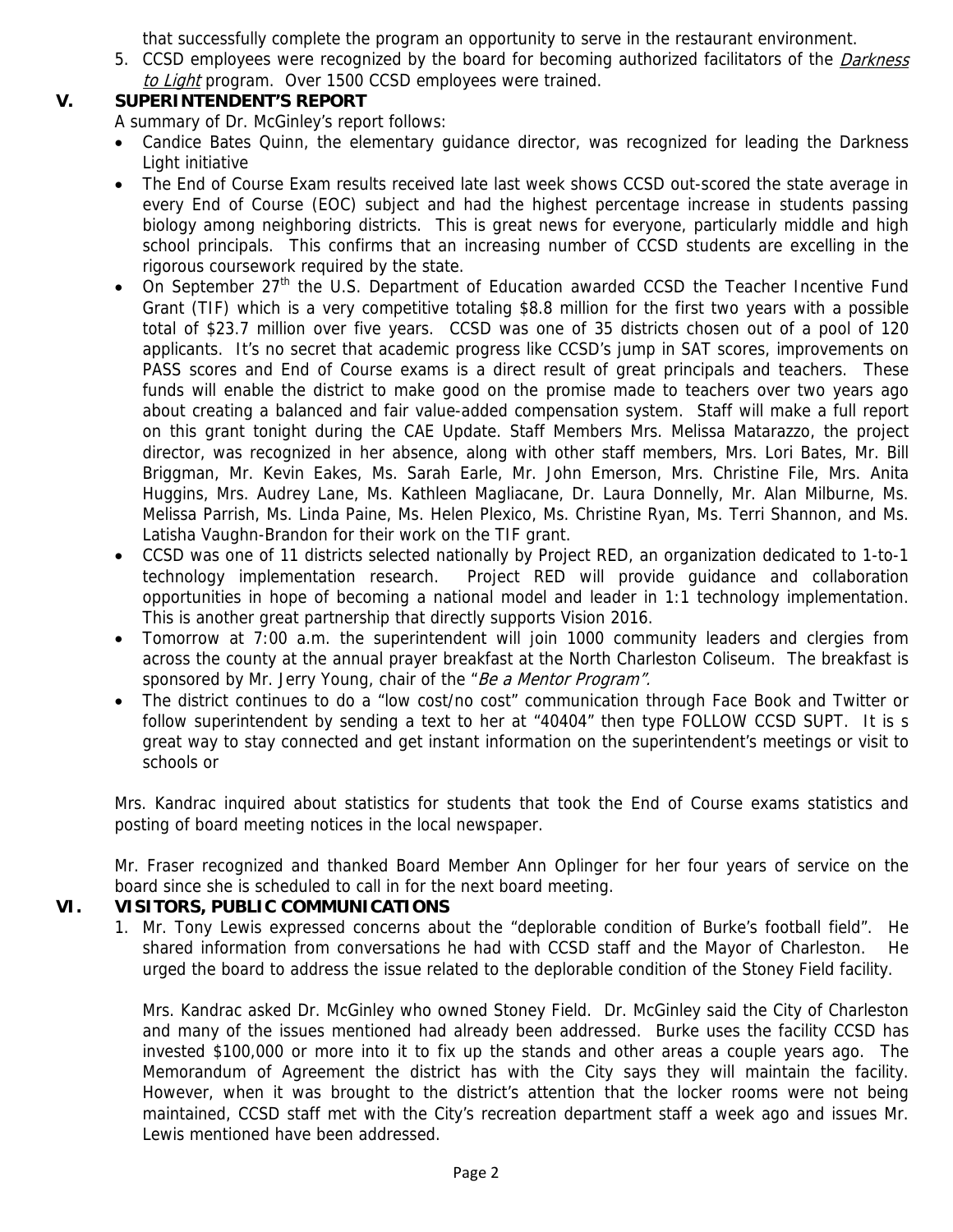that successfully complete the program an opportunity to serve in the restaurant environment.

5. CCSD employees were recognized by the board for becoming authorized facilitators of the *Darkness to Light* program. Over 1500 CCSD employees were trained.

## V. SUPERINTENDENT'S REPORT

A summary of Dr. McGinley's report follows:

- Candice Bates Quinn, the elementary guidance director, was recognized for leading the Darkness Light initiative
- The End of Course Exam results received late last week shows CCSD out-scored the state average in every End of Course (EOC) subject and had the highest percentage increase in students passing biology among neighboring districts. This is great news for everyone, particularly middle and high school principals. This confirms that an increasing number of CCSD students are excelling in the rigorous coursework required by the state.
- On September 27th the U.S. Department of Education awarded CCSD the Teacher Incentive Fund Grant (TIF) which is a very competitive totaling \$8.8 million for the first two years with a possible total of \$23.7 million over five years. CCSD was one of 35 districts chosen out of a pool of 120 applicants. It's no secret that academic progress like CCSD's jump in SAT scores, improvements on PASS scores and End of Course exams is a direct result of great principals and teachers. These funds will enable the district to make good on the promise made to teachers over two years ago about creating a balanced and fair value-added compensation system. Staff will make a full report on this grant tonight during the CAE Update. Staff Members Mrs. Melissa Matarazzo, the project director, was recognized in her absence, along with other staff members, Mrs. Lori Bates, Mr. Bill Briggman, Mr. Kevin Eakes, Ms. Sarah Earle, Mr. John Emerson, Mrs. Christine File, Mrs. Anita Huggins, Mrs. Audrey Lane, Ms. Kathleen Magliacane, Dr. Laura Donnelly, Mr. Alan Milburne, Ms. Melissa Parrish, Ms. Linda Paine, Ms. Helen Plexico, Ms. Christine Ryan, Ms. Terri Shannon, and Ms. Latisha Vaughn-Brandon for their work on the TIF grant.
- CCSD was one of 11 districts selected nationally by Project RED, an organization dedicated to 1-to-1 technology implementation research. Project RED will provide guidance and collaboration opportunities in hope of becoming a national model and leader in 1:1 technology implementation. This is another great partnership that directly supports Vision 2016.
- Tomorrow at 7:00 a.m. the superintendent will join 1000 community leaders and clergies from across the county at the annual prayer breakfast at the North Charleston Coliseum. The breakfast is sponsored by Mr. Jerry Young, chair of the "*Be a Mentor Program".*
- The district continues to do a "low cost/no cost" communication through Face Book and Twitter or follow superintendent by sending a text to her at "40404" then type FOLLOW CCSD SUPT. It is s great way to stay connected and get instant information on the superintendent's meetings or visit to schools or

Mrs. Kandrac inquired about statistics for students that took the End of Course exams statistics and posting of board meeting notices in the local newspaper.

Mr. Fraser recognized and thanked Board Member Ann Oplinger for her four years of service on the board since she is scheduled to call in for the next board meeting.

## VI. VISITORS, PUBLIC COMMUNICATIONS

1. Mr. Tony Lewis expressed concerns about the "deplorable condition of Burke's football field". He shared information from conversations he had with CCSD staff and the Mayor of Charleston. He urged the board to address the issue related to the deplorable condition of the Stoney Field facility.

   Mrs. Kandrac asked Dr. McGinley who owned Stoney Field. Dr. McGinley said the City of Charleston and many of the issues mentioned had already been addressed. Burke uses the facility CCSD has invested \$100,000 or more into it to fix up the stands and other areas a couple years ago. The Memorandum of Agreement the district has with the City says they will maintain the facility. However, when it was brought to the district's attention that the locker rooms were not being maintained, CCSD staff met with the City's recreation department staff a week ago and issues Mr. Lewis mentioned have been addressed.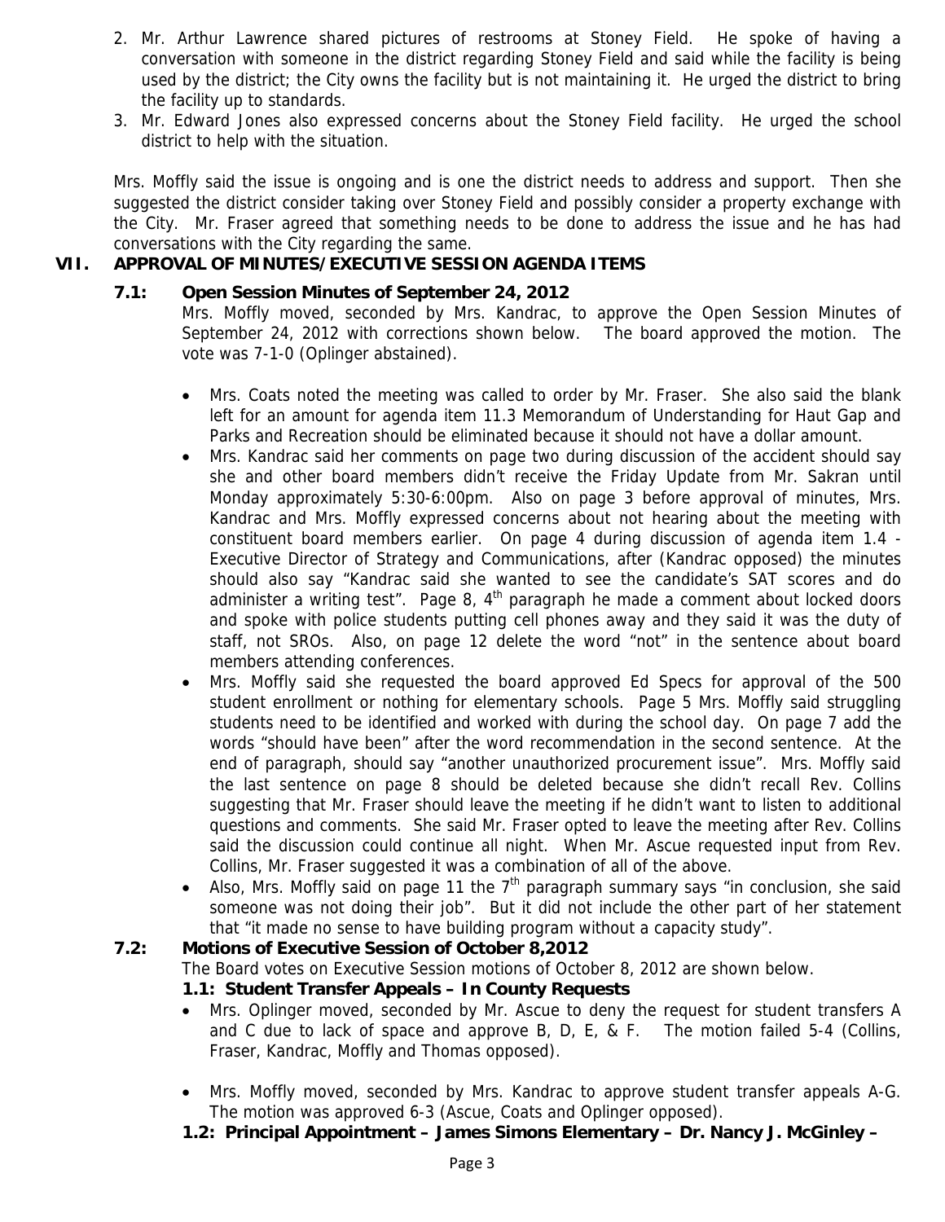2. Mr. Arthur Lawrence shared pictures of restrooms at Stoney Field. He spoke of having a conversation with someone in the district regarding Stoney Field and said while the facility is being used by the district; the City owns the facility but is not maintaining it. He urged the district to bring the facility up to standards.
3. Mr. Edward Jones also expressed concerns about the Stoney Field facility. He urged the school district to help with the situation.

Mrs. Moffly said the issue is ongoing and is one the district needs to address and support. Then she suggested the district consider taking over Stoney Field and possibly consider a property exchange with the City. Mr. Fraser agreed that something needs to be done to address the issue and he has had conversations with the City regarding the same.

## VII. APPROVAL OF MINUTES/EXECUTIVE SESSION AGENDA ITEMS

### 7.1: Open Session Minutes of September 24, 2012

Mrs. Moffly moved, seconded by Mrs. Kandrac, to approve the Open Session Minutes of September 24, 2012 with corrections shown below. The board approved the motion. The vote was 7-1-0 (Oplinger abstained).

- Mrs. Coats noted the meeting was called to order by Mr. Fraser. She also said the blank left for an amount for agenda item 11.3 Memorandum of Understanding for Haut Gap and Parks and Recreation should be eliminated because it should not have a dollar amount.
- Mrs. Kandrac said her comments on page two during discussion of the accident should say she and other board members didn't receive the Friday Update from Mr. Sakran until Monday approximately 5:30-6:00pm. Also on page 3 before approval of minutes, Mrs. Kandrac and Mrs. Moffly expressed concerns about not hearing about the meeting with constituent board members earlier. On page 4 during discussion of agenda item 1.4 - Executive Director of Strategy and Communications, after (Kandrac opposed) the minutes should also say "Kandrac said she wanted to see the candidate's SAT scores and do administer a writing test". Page 8, 4th paragraph he made a comment about locked doors and spoke with police students putting cell phones away and they said it was the duty of staff, not SROs. Also, on page 12 delete the word "not" in the sentence about board members attending conferences.
- Mrs. Moffly said she requested the board approved Ed Specs for approval of the 500 student enrollment or nothing for elementary schools. Page 5 Mrs. Moffly said struggling students need to be identified and worked with during the school day. On page 7 add the words "should have been" after the word recommendation in the second sentence. At the end of paragraph, should say "another unauthorized procurement issue". Mrs. Moffly said the last sentence on page 8 should be deleted because she didn't recall Rev. Collins suggesting that Mr. Fraser should leave the meeting if he didn't want to listen to additional questions and comments. She said Mr. Fraser opted to leave the meeting after Rev. Collins said the discussion could continue all night. When Mr. Ascue requested input from Rev. Collins, Mr. Fraser suggested it was a combination of all of the above.
- Also, Mrs. Moffly said on page 11 the 7th paragraph summary says "in conclusion, she said someone was not doing their job". But it did not include the other part of her statement that "it made no sense to have building program without a capacity study".

### 7.2: Motions of Executive Session of October 8,2012

The Board votes on Executive Session motions of October 8, 2012 are shown below.

**1.1: Student Transfer Appeals – In County Requests**

- Mrs. Oplinger moved, seconded by Mr. Ascue to deny the request for student transfers A and C due to lack of space and approve B, D, E, & F. The motion failed 5-4 (Collins, Fraser, Kandrac, Moffly and Thomas opposed).
- Mrs. Moffly moved, seconded by Mrs. Kandrac to approve student transfer appeals A-G. The motion was approved 6-3 (Ascue, Coats and Oplinger opposed).

**1.2: Principal Appointment – James Simons Elementary – Dr. Nancy J. McGinley –**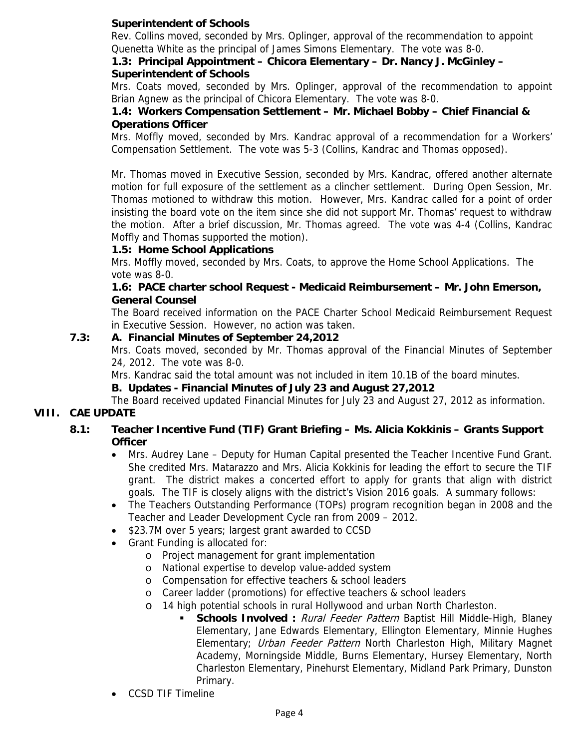**Superintendent of Schools**

Rev. Collins moved, seconded by Mrs. Oplinger, approval of the recommendation to appoint Quenetta White as the principal of James Simons Elementary. The vote was 8-0.

**1.3: Principal Appointment – Chicora Elementary – Dr. Nancy J. McGinley – Superintendent of Schools**

Mrs. Coats moved, seconded by Mrs. Oplinger, approval of the recommendation to appoint Brian Agnew as the principal of Chicora Elementary. The vote was 8-0.

**1.4: Workers Compensation Settlement – Mr. Michael Bobby – Chief Financial & Operations Officer**

Mrs. Moffly moved, seconded by Mrs. Kandrac approval of a recommendation for a Workers' Compensation Settlement. The vote was 5-3 (Collins, Kandrac and Thomas opposed).

Mr. Thomas moved in Executive Session, seconded by Mrs. Kandrac, offered another alternate motion for full exposure of the settlement as a clincher settlement. During Open Session, Mr. Thomas motioned to withdraw this motion. However, Mrs. Kandrac called for to a point of order insisting the board vote on the item since she did not support Mr. Thomas' request to withdraw the motion. After a brief discussion, Mr. Thomas agreed. The vote was 4-4 (Collins, Kandrac Moffly and Thomas supported the motion).

**1.5: Home School Applications**

Mrs. Moffly moved, seconded by Mrs. Coats, to approve the Home School Applications. The vote was 8-0.

**1.6: PACE charter school Request - Medicaid Reimbursement – Mr. John Emerson, General Counsel**

The Board received information on the PACE Charter School Medicaid Reimbursement Request in Executive Session. However, no action was taken.

**7.3: A. Financial Minutes of September 24,2012**

Mrs. Coats moved, seconded by Mr. Thomas approval of the Financial Minutes of September 24, 2012. The vote was 8-0.

Mrs. Kandrac said the total amount was not included in item 10.1B of the board minutes.

**B. Updates - Financial Minutes of July 23 and August 27,2012**

The Board received updated Financial Minutes for July 23 and August 27, 2012 as information.

## VIII. CAE UPDATE

**8.1: Teacher Incentive Fund (TIF) Grant Briefing – Ms. Alicia Kokkinis – Grants Support Officer**

- Mrs. Audrey Lane – Deputy for Human Capital presented the Teacher Incentive Fund Grant. She credited Mrs. Matarazzo and Mrs. Alicia Kokkinis for leading the effort to secure the TIF grant. The district makes a concerted effort to apply for grants that align with district goals. The TIF is closely aligns with the district's Vision 2016 goals. A summary follows:
- The Teachers Outstanding Performance (TOPs) program recognition began in 2008 and the Teacher and Leader Development Cycle ran from 2009 – 2012.
- \$23.7M over 5 years; largest grant awarded to CCSD
- Grant Funding is allocated for:
  - Project management for grant implementation
  - National expertise to develop value-added system
  - Compensation for effective teachers & school leaders
  - Career ladder (promotions) for effective teachers & school leaders
  - 14 high potential schools in rural Hollywood and urban North Charleston.
    - **Schools Involved :** *Rural Feeder Pattern* Baptist Hill Middle-High, Blaney Elementary, Jane Edwards Elementary, Ellington Elementary, Minnie Hughes Elementary; *Urban Feeder Pattern* North Charleston High, Military Magnet Academy, Morningside Middle, Burns Elementary, Hursey Elementary, North Charleston Elementary, Pinehurst Elementary, Midland Park Primary, Dunston Primary.
- CCSD TIF Timeline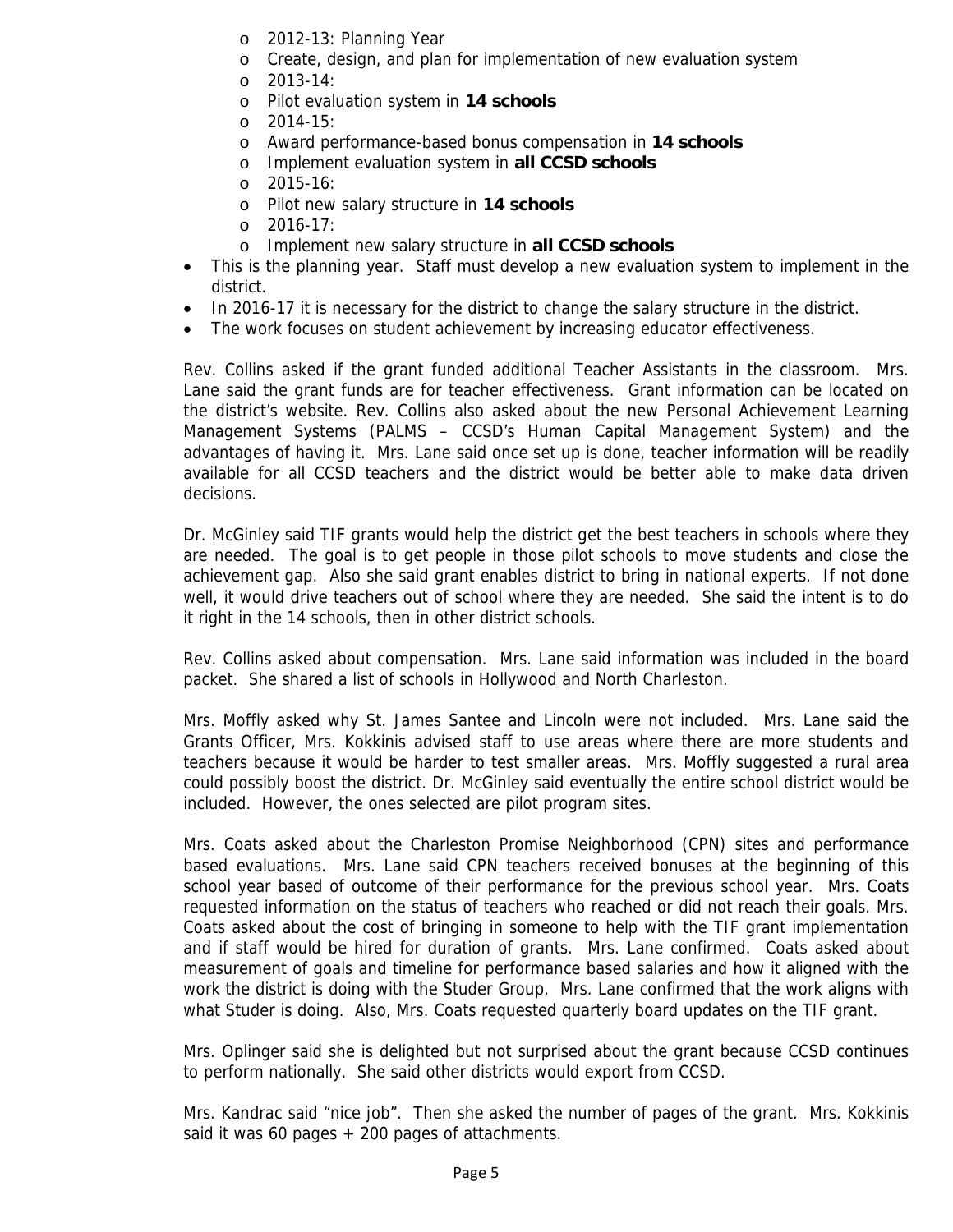- 2012-13: Planning Year
  - Create, design, and plan for implementation of new evaluation system
  - 2013-14:
  - Pilot evaluation system in **14 schools**
  - 2014-15:
  - Award performance-based bonus compensation in **14 schools**
  - Implement evaluation system in **all CCSD schools**
  - 2015-16:
  - Pilot new salary structure in **14 schools**
  - 2016-17:
  - Implement new salary structure in **all CCSD schools**
- This is the planning year. Staff must develop a new evaluation system to implement in the district.
- In 2016-17 it is necessary for the district to change the salary structure in the district.
- The work focuses on student achievement by increasing educator effectiveness.

Rev. Collins asked if the grant funded additional Teacher Assistants in the classroom. Mrs. Lane said the grant funds are for teacher effectiveness. Grant information can be located on the district's website. Rev. Collins also asked about the new Personal Achievement Learning Management Systems (PALMS – CCSD's Human Capital Management System) and the advantages of having it. Mrs. Lane said once set up is done, teacher information will be readily available for all CCSD teachers and the district would be better able to make data driven decisions.

Dr. McGinley said TIF grants would help the district get the best teachers in schools where they are needed. The goal is to get people in those pilot schools to move students and close the achievement gap. Also she said grant enables district to bring in national experts. If not done well, it would drive teachers out of school where they are needed. She said the intent is to do it right in the 14 schools, then in other district schools.

Rev. Collins asked about compensation. Mrs. Lane said information was included in the board packet. She shared a list of schools in Hollywood and North Charleston.

Mrs. Moffly asked why St. James Santee and Lincoln were not included. Mrs. Lane said the Grants Officer, Mrs. Kokkinis advised staff to use areas where there are more students and teachers because it would be harder to test smaller areas. Mrs. Moffly suggested a rural area could possibly boost the district. Dr. McGinley said eventually the entire school district would be included. However, the ones selected are pilot program sites.

Mrs. Coats asked about the Charleston Promise Neighborhood (CPN) sites and performance based evaluations. Mrs. Lane said CPN teachers received bonuses at the beginning of this school year based of outcome of their performance for the previous school year. Mrs. Coats requested information on the status of teachers who reached or did not reach their goals. Mrs. Coats asked about the cost of bringing in someone to help with the TIF grant implementation and if staff would be hired for duration of grants. Mrs. Lane confirmed. Coats asked about measurement of goals and timeline for performance based salaries and how it aligned with the work the district is doing with the Studer Group. Mrs. Lane confirmed that the work aligns with what Studer is doing. Also, Mrs. Coats requested quarterly board updates on the TIF grant.

Mrs. Oplinger said she is delighted but not surprised about the grant because CCSD continues to perform nationally. She said other districts would export from CCSD.

Mrs. Kandrac said "nice job". Then she asked the number of pages of the grant. Mrs. Kokkinis said it was 60 pages + 200 pages of attachments.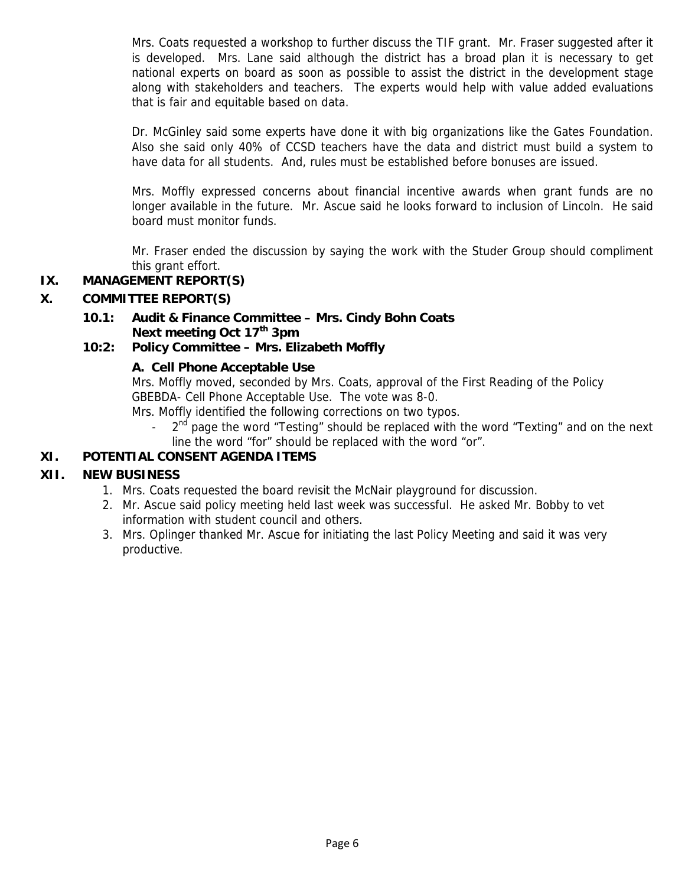Mrs. Coats requested a workshop to further discuss the TIF grant. Mr. Fraser suggested after it is developed. Mrs. Lane said although the district has a broad plan it is necessary to get national experts on board as soon as possible to assist the district in the development stage along with stakeholders and teachers. The experts would help with value added evaluations that is fair and equitable based on data.

Dr. McGinley said some experts have done it with big organizations like the Gates Foundation. Also she said only 40% of CCSD teachers have the data and district must build a system to have data for all students. And, rules must be established before bonuses are issued.

Mrs. Moffly expressed concerns about financial incentive awards when grant funds are no longer available in the future. Mr. Ascue said he looks forward to inclusion of Lincoln. He said board must monitor funds.

Mr. Fraser ended the discussion by saying the work with the Studer Group should compliment this grant effort.

## IX. MANAGEMENT REPORT(S)

## X. COMMITTEE REPORT(S)

### 10.1: Audit & Finance Committee – Mrs. Cindy Bohn Coats
**Next meeting Oct 17th 3pm**

### 10:2: Policy Committee – Mrs. Elizabeth Moffly

**A. Cell Phone Acceptable Use**

Mrs. Moffly moved, seconded by Mrs. Coats, approval of the First Reading of the Policy GBEBDA- Cell Phone Acceptable Use. The vote was 8-0.

Mrs. Moffly identified the following corrections on two typos.

- 2nd page the word "Testing" should be replaced with the word "Texting" and on the next line the word "for" should be replaced with the word "or".

## XI. POTENTIAL CONSENT AGENDA ITEMS

## XII. NEW BUSINESS

1. Mrs. Coats requested the board revisit the McNair playground for discussion.
2. Mr. Ascue said policy meeting held last week was successful. He asked Mr. Bobby to vet information with student council and others.
3. Mrs. Oplinger thanked Mr. Ascue for initiating the last Policy Meeting and said it was very productive.